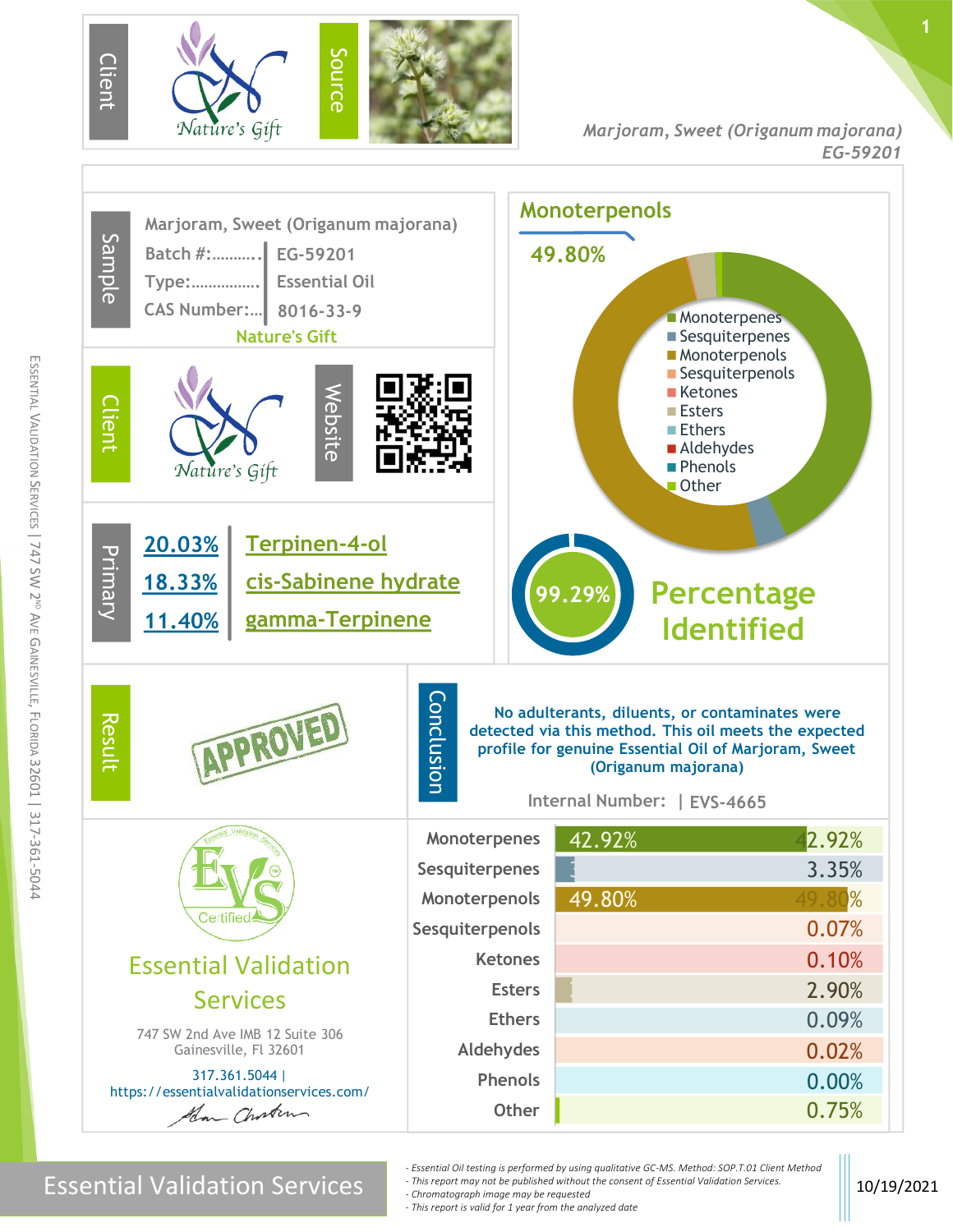**Client:** Nature's Gift

**Source**

*Marjoram, Sweet (Origanum majorana)*
*EG-59201*

## Sample

Marjoram, Sweet (Origanum majorana)

| | |
|---|---|
| Batch #: | EG-59201 |
| Type: | Essential Oil |
| CAS Number: | 8016-33-9 |

Nature's Gift

## Client

Nature's Gift

**Website**

## Primary

| | |
|---|---|
| 20.03% | Terpinen-4-ol |
| 18.33% | cis-Sabinene hydrate |
| 11.40% | gamma-Terpinene |

## Monoterpenols

49.80%

- Monoterpenes
- Sesquiterpenes
- Monoterpenols
- Sesquiterpenols
- Ketones
- Esters
- Ethers
- Aldehydes
- Phenols
- Other

**99.29%** Percentage Identified

## Result

APPROVED

## Conclusion

No adulterants, diluents, or contaminates were detected via this method. This oil meets the expected profile for genuine Essential Oil of Marjoram, Sweet (Origanum majorana)

Internal Number: | EVS-4665

| Class | Percentage |
|---|---|
| Monoterpenes | 42.92% |
| Sesquiterpenes | 3.35% |
| Monoterpenols | 49.80% |
| Sesquiterpenols | 0.07% |
| Ketones | 0.10% |
| Esters | 2.90% |
| Ethers | 0.09% |
| Aldehydes | 0.02% |
| Phenols | 0.00% |
| Other | 0.75% |

## Essential Validation Services

EVS Certified

747 SW 2nd Ave IMB 12 Suite 306
Gainesville, Fl 32601

317.361.5044 |
https://essentialvalidationservices.com/

Essential Validation Services

- *Essential Oil testing is performed by using qualitative GC-MS. Method: SOP.T.01 Client Method*
- *This report may not be published without the consent of Essential Validation Services.*
- *Chromatograph image may be requested*
- *This report is valid for 1 year from the analyzed date*

10/19/2021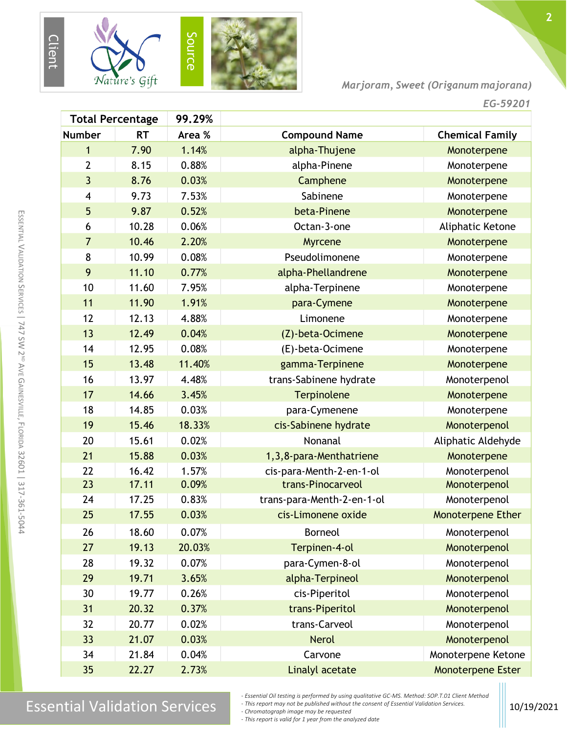Client

Source

*Marjoram, Sweet (Origanum majorana)*

*EG-59201*

| Total Percentage | | 99.29% | | |
|---|---|---|---|---|
| **Number** | **RT** | **Area %** | **Compound Name** | **Chemical Family** |
| 1 | 7.90 | 1.14% | alpha-Thujene | Monoterpene |
| 2 | 8.15 | 0.88% | alpha-Pinene | Monoterpene |
| 3 | 8.76 | 0.03% | Camphene | Monoterpene |
| 4 | 9.73 | 7.53% | Sabinene | Monoterpene |
| 5 | 9.87 | 0.52% | beta-Pinene | Monoterpene |
| 6 | 10.28 | 0.06% | Octan-3-one | Aliphatic Ketone |
| 7 | 10.46 | 2.20% | Myrcene | Monoterpene |
| 8 | 10.99 | 0.08% | Pseudolimonene | Monoterpene |
| 9 | 11.10 | 0.77% | alpha-Phellandrene | Monoterpene |
| 10 | 11.60 | 7.95% | alpha-Terpinene | Monoterpene |
| 11 | 11.90 | 1.91% | para-Cymene | Monoterpene |
| 12 | 12.13 | 4.88% | Limonene | Monoterpene |
| 13 | 12.49 | 0.04% | (Z)-beta-Ocimene | Monoterpene |
| 14 | 12.95 | 0.08% | (E)-beta-Ocimene | Monoterpene |
| 15 | 13.48 | 11.40% | gamma-Terpinene | Monoterpene |
| 16 | 13.97 | 4.48% | trans-Sabinene hydrate | Monoterpenol |
| 17 | 14.66 | 3.45% | Terpinolene | Monoterpene |
| 18 | 14.85 | 0.03% | para-Cymenene | Monoterpene |
| 19 | 15.46 | 18.33% | cis-Sabinene hydrate | Monoterpenol |
| 20 | 15.61 | 0.02% | Nonanal | Aliphatic Aldehyde |
| 21 | 15.88 | 0.03% | 1,3,8-para-Menthatriene | Monoterpene |
| 22 | 16.42 | 1.57% | cis-para-Menth-2-en-1-ol | Monoterpenol |
| 23 | 17.11 | 0.09% | trans-Pinocarveol | Monoterpenol |
| 24 | 17.25 | 0.83% | trans-para-Menth-2-en-1-ol | Monoterpenol |
| 25 | 17.55 | 0.03% | cis-Limonene oxide | Monoterpene Ether |
| 26 | 18.60 | 0.07% | Borneol | Monoterpenol |
| 27 | 19.13 | 20.03% | Terpinen-4-ol | Monoterpenol |
| 28 | 19.32 | 0.07% | para-Cymen-8-ol | Monoterpenol |
| 29 | 19.71 | 3.65% | alpha-Terpineol | Monoterpenol |
| 30 | 19.77 | 0.26% | cis-Piperitol | Monoterpenol |
| 31 | 20.32 | 0.37% | trans-Piperitol | Monoterpenol |
| 32 | 20.77 | 0.02% | trans-Carveol | Monoterpenol |
| 33 | 21.07 | 0.03% | Nerol | Monoterpenol |
| 34 | 21.84 | 0.04% | Carvone | Monoterpene Ketone |
| 35 | 22.27 | 2.73% | Linalyl acetate | Monoterpene Ester |

*- Essential Oil testing is performed by using qualitative GC-MS. Method: SOP.T.01 Client Method*
*- This report may not be published without the consent of Essential Validation Services.*
*- Chromatograph image may be requested*
*- This report is valid for 1 year from the analyzed date*

10/19/2021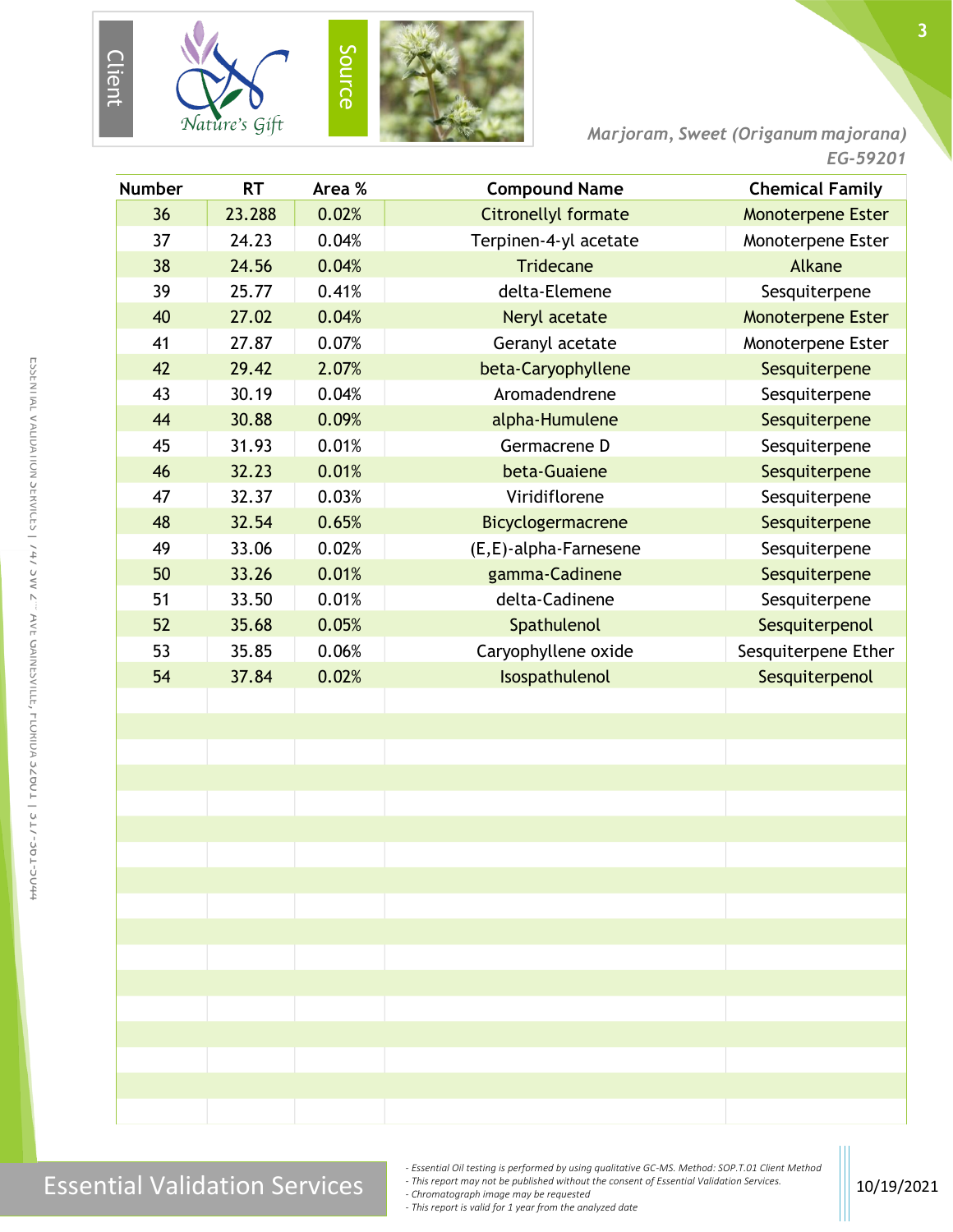Client

Source

*Marjoram, Sweet (Origanum majorana)*
*EG-59201*

| Number | RT | Area % | Compound Name | Chemical Family |
|---|---|---|---|---|
| 36 | 23.288 | 0.02% | Citronellyl formate | Monoterpene Ester |
| 37 | 24.23 | 0.04% | Terpinen-4-yl acetate | Monoterpene Ester |
| 38 | 24.56 | 0.04% | Tridecane | Alkane |
| 39 | 25.77 | 0.41% | delta-Elemene | Sesquiterpene |
| 40 | 27.02 | 0.04% | Neryl acetate | Monoterpene Ester |
| 41 | 27.87 | 0.07% | Geranyl acetate | Monoterpene Ester |
| 42 | 29.42 | 2.07% | beta-Caryophyllene | Sesquiterpene |
| 43 | 30.19 | 0.04% | Aromadendrene | Sesquiterpene |
| 44 | 30.88 | 0.09% | alpha-Humulene | Sesquiterpene |
| 45 | 31.93 | 0.01% | Germacrene D | Sesquiterpene |
| 46 | 32.23 | 0.01% | beta-Guaiene | Sesquiterpene |
| 47 | 32.37 | 0.03% | Viridiflorene | Sesquiterpene |
| 48 | 32.54 | 0.65% | Bicyclogermacrene | Sesquiterpene |
| 49 | 33.06 | 0.02% | (E,E)-alpha-Farnesene | Sesquiterpene |
| 50 | 33.26 | 0.01% | gamma-Cadinene | Sesquiterpene |
| 51 | 33.50 | 0.01% | delta-Cadinene | Sesquiterpene |
| 52 | 35.68 | 0.05% | Spathulenol | Sesquiterpenol |
| 53 | 35.85 | 0.06% | Caryophyllene oxide | Sesquiterpene Ether |
| 54 | 37.84 | 0.02% | Isospathulenol | Sesquiterpenol |

Essential Validation Services

- *Essential Oil testing is performed by using qualitative GC-MS. Method: SOP.T.01 Client Method*
- *This report may not be published without the consent of Essential Validation Services.*
- *Chromatograph image may be requested*
- *This report is valid for 1 year from the analyzed date*

10/19/2021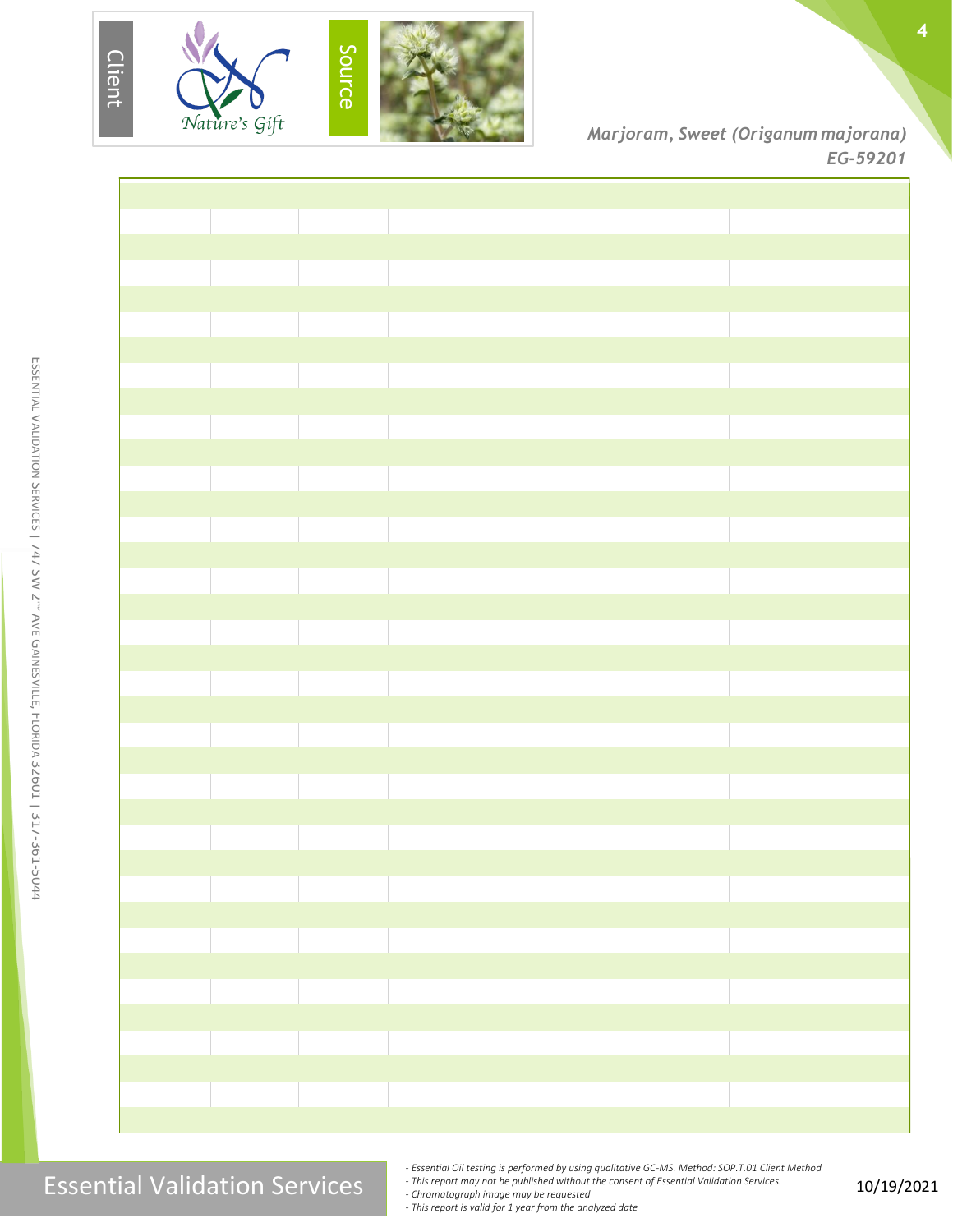Client

Nature's Gift

Source

*Marjoram, Sweet (Origanum majorana)*
*EG-59201*

| | | | | |
|---|---|---|---|---|

ESSENTIAL VALIDATION SERVICES | 747 SW 2nd AVE GAINESVILLE, FLORIDA 32601 | 317-361-5044

Essential Validation Services

*- Essential Oil testing is performed by using qualitative GC-MS. Method: SOP.T.01 Client Method*
*- This report may not be published without the consent of Essential Validation Services.*
*- Chromatograph image may be requested*
*- This report is valid for 1 year from the analyzed date*

10/19/2021